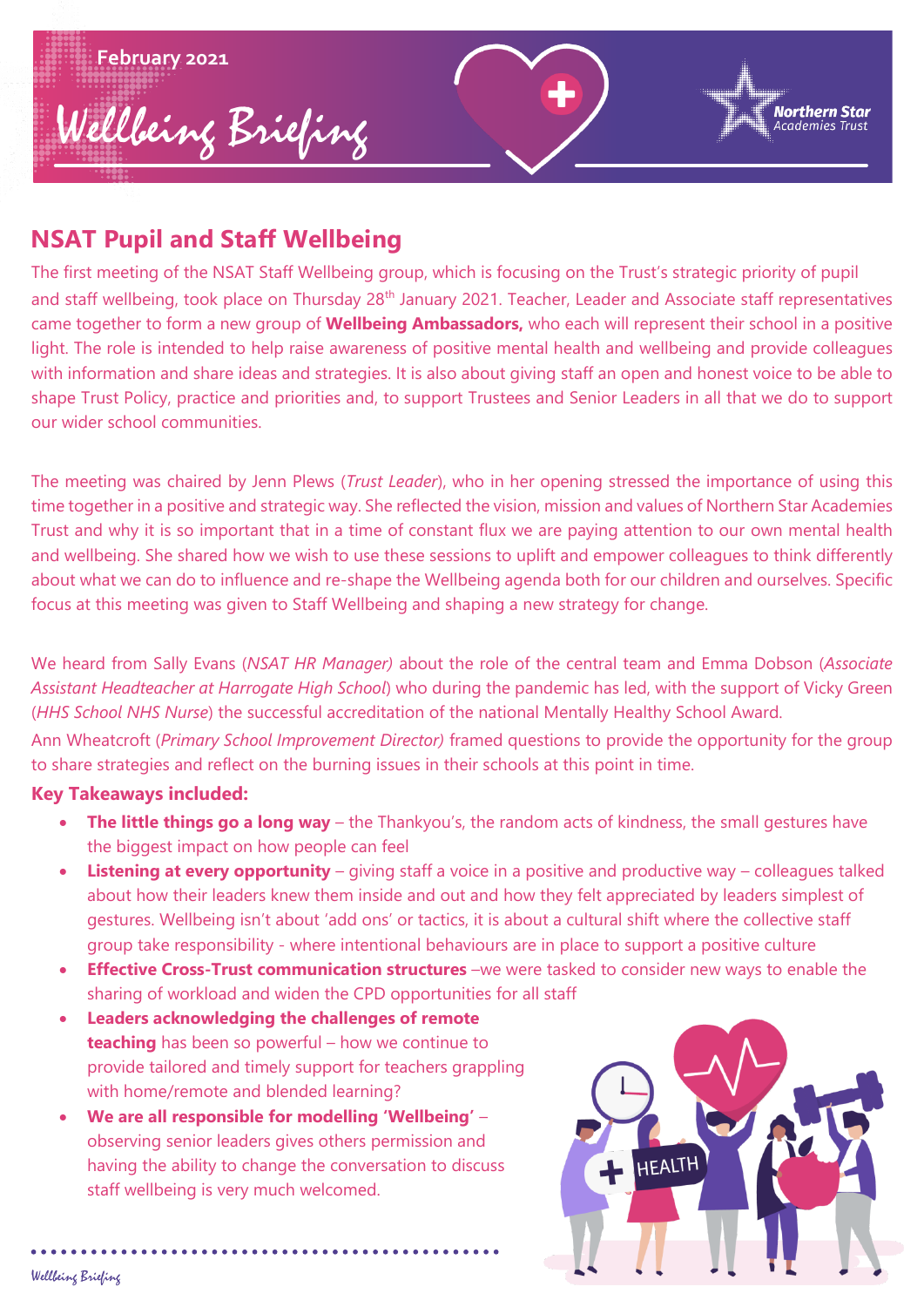February 2021

# Wellbeing Briefing

Northern Star Academies Trust

## NSAT Pupil and Staff Wellbeing

The first meeting of the NSAT Staff Wellbeing group, which is focusing on the Trust's strategic priority of pupil and staff wellbeing, took place on Thursday 28th January 2021. Teacher, Leader and Associate staff representatives came together to form a new group of **Wellbeing Ambassadors,** who each will represent their school in a positive light. The role is intended to help raise awareness of positive mental health and wellbeing and provide colleagues with information and share ideas and strategies. It is also about giving staff an open and honest voice to be able to shape Trust Policy, practice and priorities and, to support Trustees and Senior Leaders in all that we do to support our wider school communities.

The meeting was chaired by Jenn Plews (*Trust Leader*), who in her opening stressed the importance of using this time together in a positive and strategic way. She reflected the vision, mission and values of Northern Star Academies Trust and why it is so important that in a time of constant flux we are paying attention to our own mental health and wellbeing. She shared how we wish to use these sessions to uplift and empower colleagues to think differently about what we can do to influence and re-shape the Wellbeing agenda both for our children and ourselves. Specific focus at this meeting was given to Staff Wellbeing and shaping a new strategy for change.

We heard from Sally Evans (*NSAT HR Manager)* about the role of the central team and Emma Dobson (*Associate Assistant Headteacher at Harrogate High School*) who during the pandemic has led, with the support of Vicky Green (*HHS School NHS Nurse*) the successful accreditation of the national Mentally Healthy School Award.

Ann Wheatcroft (*Primary School Improvement Director)* framed questions to provide the opportunity for the group to share strategies and reflect on the burning issues in their schools at this point in time.

### Key Takeaways included:

- **The little things go a long way** – the Thankyou's, the random acts of kindness, the small gestures have the biggest impact on how people can feel
- **Listening at every opportunity** – giving staff a voice in a positive and productive way – colleagues talked about how their leaders knew them inside and out and how they felt appreciated by leaders simplest of gestures. Wellbeing isn't about 'add ons' or tactics, it is about a cultural shift where the collective staff group take responsibility - where intentional behaviours are in place to support a positive culture
- **Effective Cross-Trust communication structures** –we were tasked to consider new ways to enable the sharing of workload and widen the CPD opportunities for all staff
- **Leaders acknowledging the challenges of remote teaching** has been so powerful – how we continue to provide tailored and timely support for teachers grappling with home/remote and blended learning?
- **We are all responsible for modelling 'Wellbeing'** – observing senior leaders gives others permission and having the ability to change the conversation to discuss staff wellbeing is very much welcomed.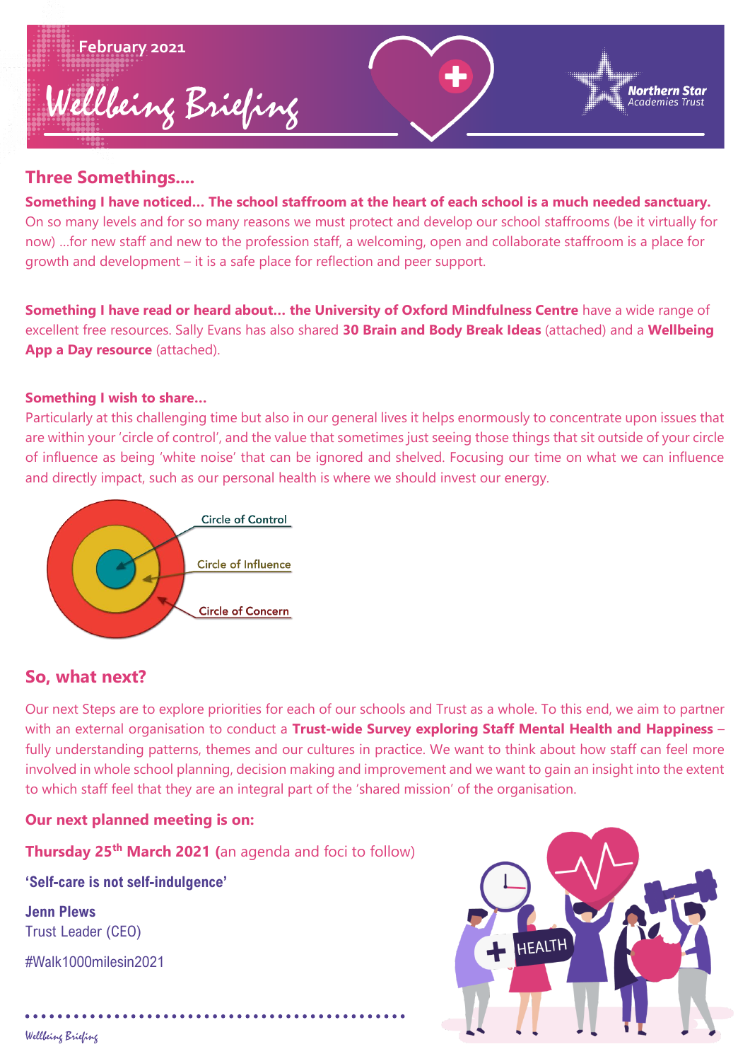February 2021

# Wellbeing Briefing

Northern Star Academies Trust

## Three Somethings....

**Something I have noticed... The school staffroom at the heart of each school is a much needed sanctuary.** On so many levels and for so many reasons we must protect and develop our school staffrooms (be it virtually for now) ...for new staff and new to the profession staff, a welcoming, open and collaborate staffroom is a place for growth and development – it is a safe place for reflection and peer support.

**Something I have read or heard about... the University of Oxford Mindfulness Centre** have a wide range of excellent free resources. Sally Evans has also shared **30 Brain and Body Break Ideas** (attached) and a **Wellbeing App a Day resource** (attached).

**Something I wish to share...**

Particularly at this challenging time but also in our general lives it helps enormously to concentrate upon issues that are within your 'circle of control', and the value that sometimes just seeing those things that sit outside of your circle of influence as being 'white noise' that can be ignored and shelved. Focusing our time on what we can influence and directly impact, such as our personal health is where we should invest our energy.

Circle of Control

Circle of Influence

Circle of Concern

## So, what next?

Our next Steps are to explore priorities for each of our schools and Trust as a whole. To this end, we aim to partner with an external organisation to conduct a **Trust-wide Survey exploring Staff Mental Health and Happiness** – fully understanding patterns, themes and our cultures in practice. We want to think about how staff can feel more involved in whole school planning, decision making and improvement and we want to gain an insight into the extent to which staff feel that they are an integral part of the 'shared mission' of the organisation.

**Our next planned meeting is on:**

**Thursday 25th March 2021 (**an agenda and foci to follow)

**'Self-care is not self-indulgence'**

**Jenn Plews**
Trust Leader (CEO)

#Walk1000milesin2021